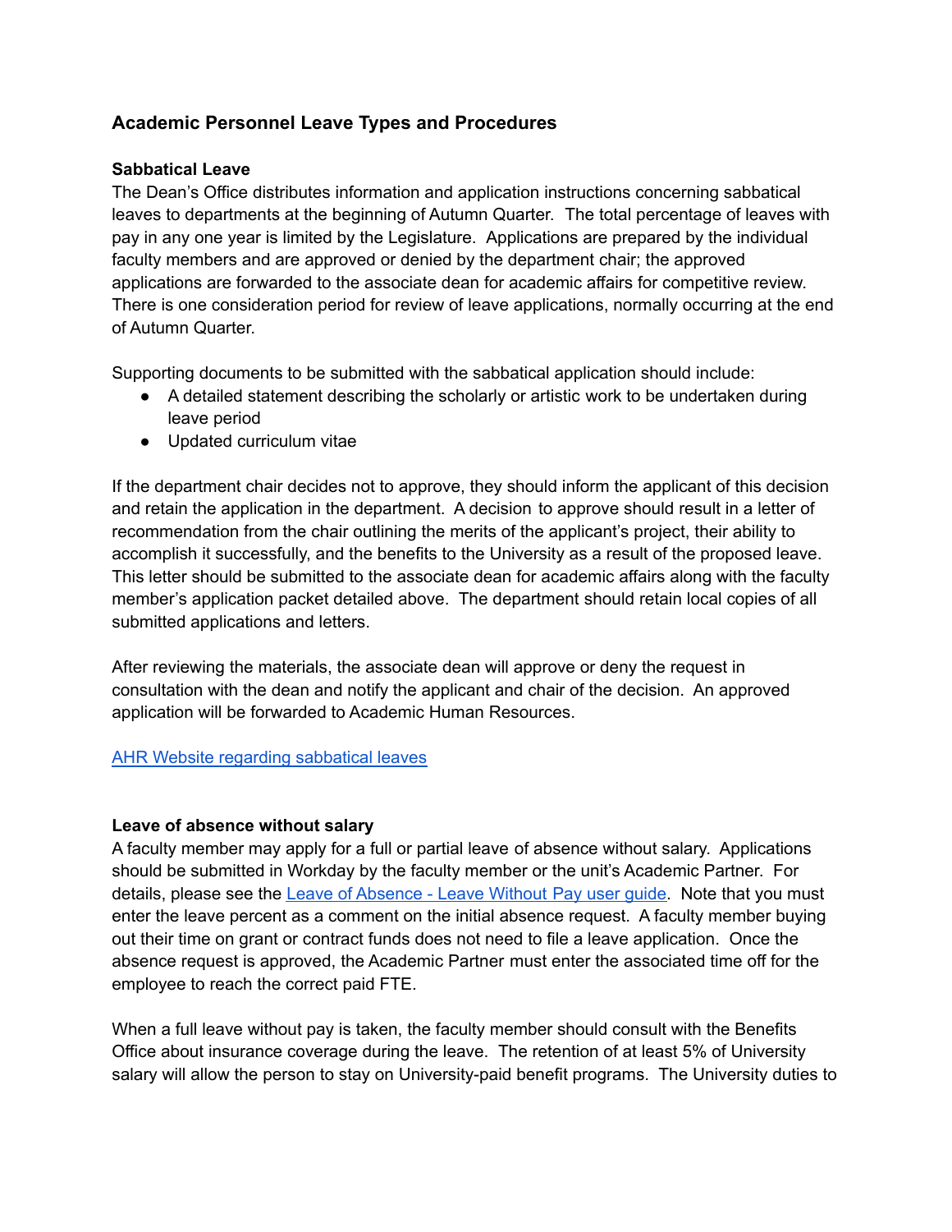## Academic Personnel Leave Types and Procedures

### Sabbatical Leave

The Dean's Office distributes information and application instructions concerning sabbatical leaves to departments at the beginning of Autumn Quarter. The total percentage of leaves with pay in any one year is limited by the Legislature. Applications are prepared by the individual faculty members and are approved or denied by the department chair; the approved applications are forwarded to the associate dean for academic affairs for competitive review. There is one consideration period for review of leave applications, normally occurring at the end of Autumn Quarter.

Supporting documents to be submitted with the sabbatical application should include:

- A detailed statement describing the scholarly or artistic work to be undertaken during leave period
- Updated curriculum vitae

If the department chair decides not to approve, they should inform the applicant of this decision and retain the application in the department. A decision to approve should result in a letter of recommendation from the chair outlining the merits of the applicant's project, their ability to accomplish it successfully, and the benefits to the University as a result of the proposed leave. This letter should be submitted to the associate dean for academic affairs along with the faculty member's application packet detailed above. The department should retain local copies of all submitted applications and letters.

After reviewing the materials, the associate dean will approve or deny the request in consultation with the dean and notify the applicant and chair of the decision. An approved application will be forwarded to Academic Human Resources.

AHR Website regarding sabbatical leaves

### Leave of absence without salary

A faculty member may apply for a full or partial leave of absence without salary. Applications should be submitted in Workday by the faculty member or the unit's Academic Partner. For details, please see the Leave of Absence - Leave Without Pay user guide. Note that you must enter the leave percent as a comment on the initial absence request. A faculty member buying out their time on grant or contract funds does not need to file a leave application. Once the absence request is approved, the Academic Partner must enter the associated time off for the employee to reach the correct paid FTE.

When a full leave without pay is taken, the faculty member should consult with the Benefits Office about insurance coverage during the leave. The retention of at least 5% of University salary will allow the person to stay on University-paid benefit programs. The University duties to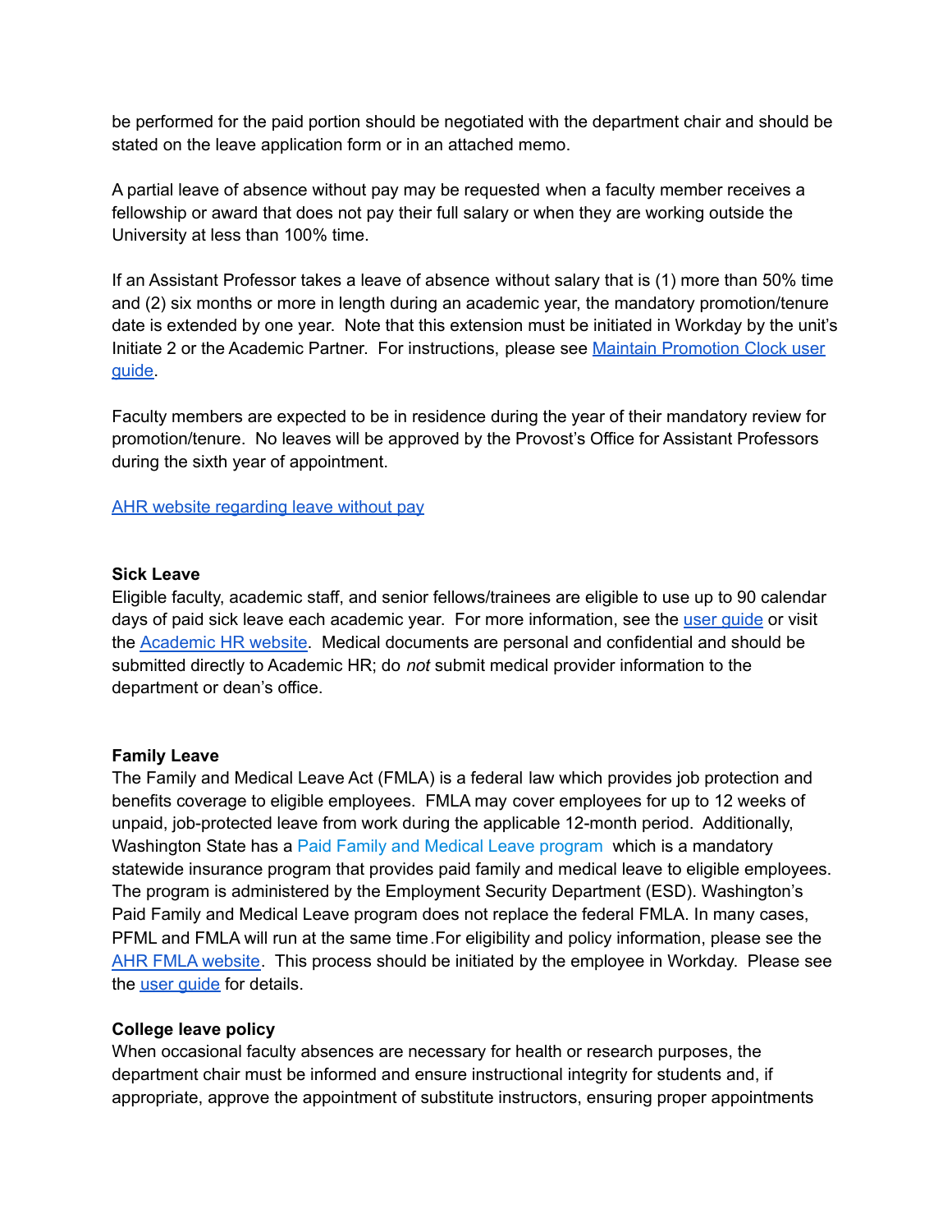be performed for the paid portion should be negotiated with the department chair and should be stated on the leave application form or in an attached memo.

A partial leave of absence without pay may be requested when a faculty member receives a fellowship or award that does not pay their full salary or when they are working outside the University at less than 100% time.

If an Assistant Professor takes a leave of absence without salary that is (1) more than 50% time and (2) six months or more in length during an academic year, the mandatory promotion/tenure date is extended by one year. Note that this extension must be initiated in Workday by the unit's Initiate 2 or the Academic Partner. For instructions, please see [Maintain Promotion Clock user guide](Maintain Promotion Clock user guide).

Faculty members are expected to be in residence during the year of their mandatory review for promotion/tenure. No leaves will be approved by the Provost's Office for Assistant Professors during the sixth year of appointment.

[AHR website regarding leave without pay](AHR website regarding leave without pay)

**Sick Leave**
Eligible faculty, academic staff, and senior fellows/trainees are eligible to use up to 90 calendar days of paid sick leave each academic year. For more information, see the [user guide](user guide) or visit the [Academic HR website](Academic HR website). Medical documents are personal and confidential and should be submitted directly to Academic HR; do *not* submit medical provider information to the department or dean's office.

**Family Leave**
The Family and Medical Leave Act (FMLA) is a federal law which provides job protection and benefits coverage to eligible employees. FMLA may cover employees for up to 12 weeks of unpaid, job-protected leave from work during the applicable 12-month period. Additionally, Washington State has a Paid Family and Medical Leave program which is a mandatory statewide insurance program that provides paid family and medical leave to eligible employees. The program is administered by the Employment Security Department (ESD). Washington's Paid Family and Medical Leave program does not replace the federal FMLA. In many cases, PFML and FMLA will run at the same time.For eligibility and policy information, please see the [AHR FMLA website](AHR FMLA website). This process should be initiated by the employee in Workday. Please see the [user guide](user guide) for details.

**College leave policy**
When occasional faculty absences are necessary for health or research purposes, the department chair must be informed and ensure instructional integrity for students and, if appropriate, approve the appointment of substitute instructors, ensuring proper appointments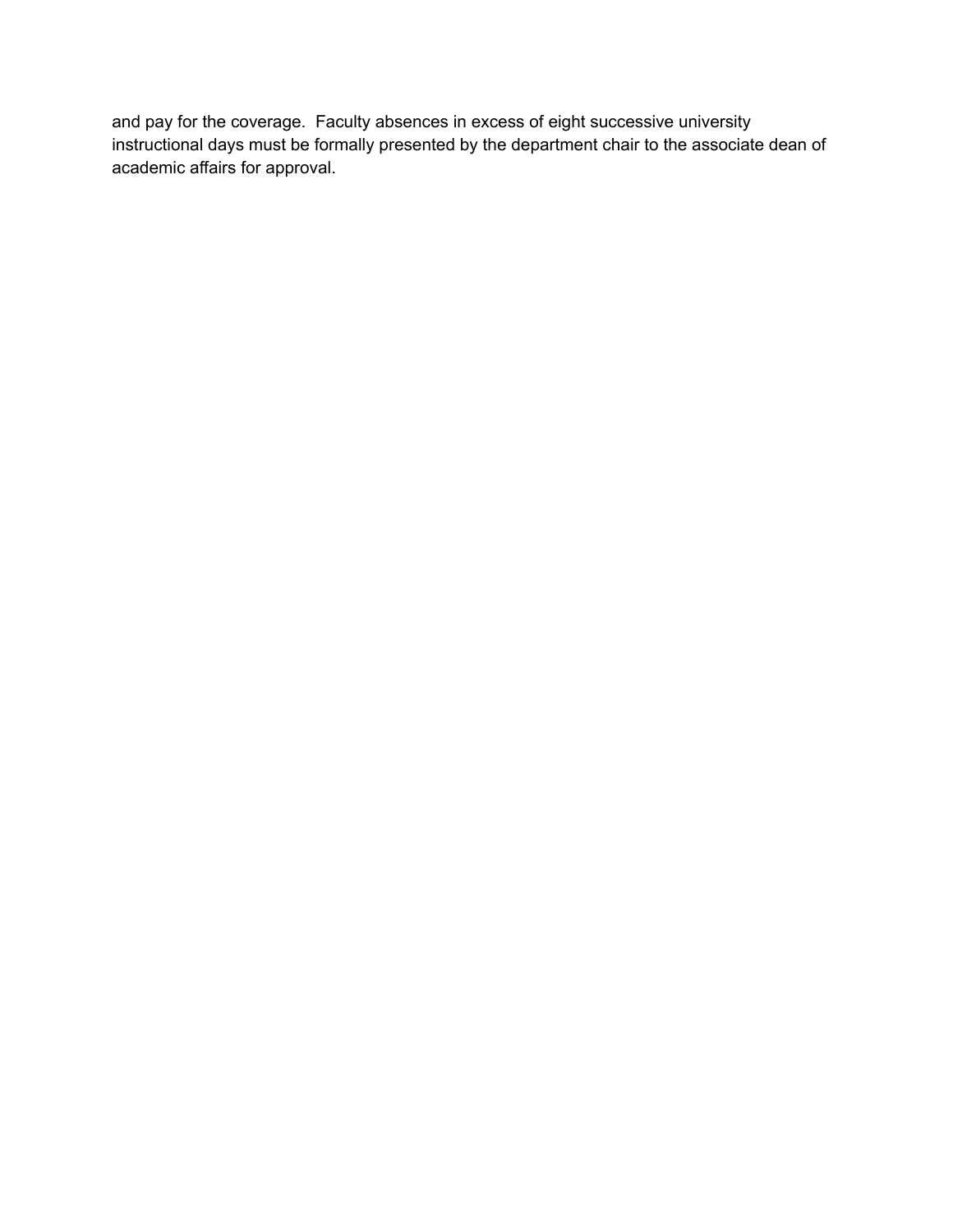and pay for the coverage. Faculty absences in excess of eight successive university instructional days must be formally presented by the department chair to the associate dean of academic affairs for approval.